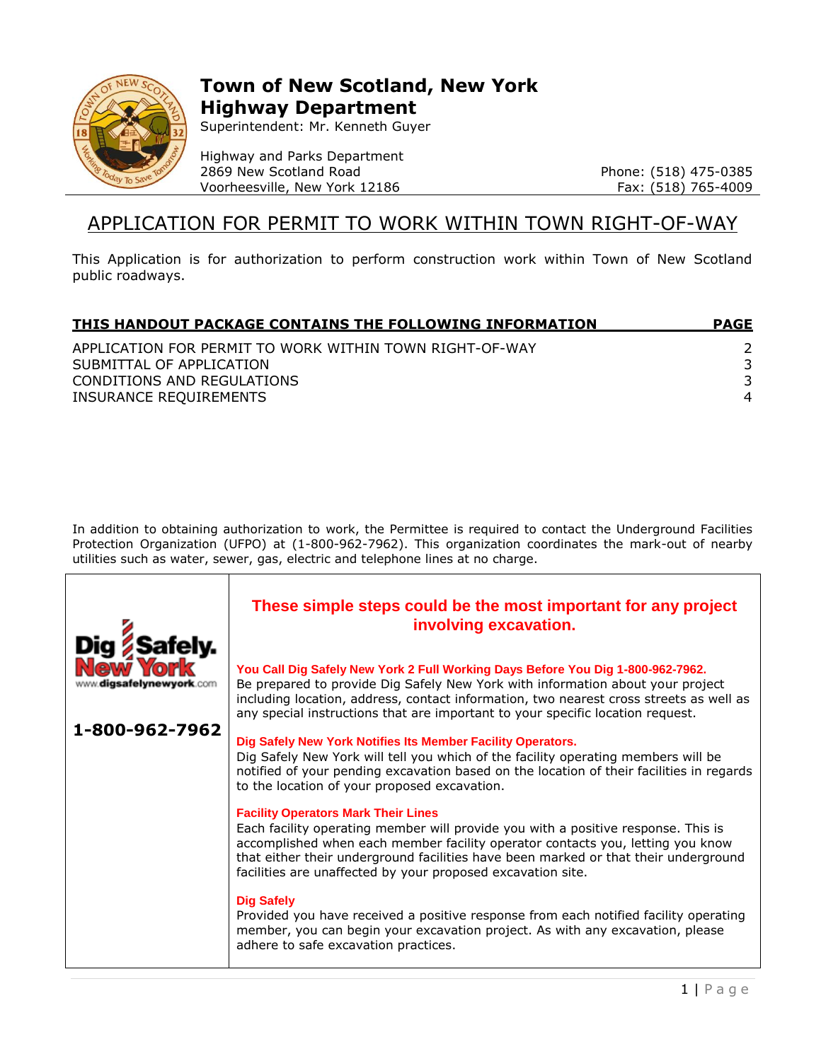# Town of New Scotland, New York
## Highway Department

Superintendent: Mr. Kenneth Guyer

Highway and Parks Department
2869 New Scotland Road
Voorheesville, New York 12186

Phone: (518) 475-0385
Fax: (518) 765-4009

## APPLICATION FOR PERMIT TO WORK WITHIN TOWN RIGHT-OF-WAY

This Application is for authorization to perform construction work within Town of New Scotland public roadways.

| THIS HANDOUT PACKAGE CONTAINS THE FOLLOWING INFORMATION | PAGE |
|---|---|
| APPLICATION FOR PERMIT TO WORK WITHIN TOWN RIGHT-OF-WAY | 2 |
| SUBMITTAL OF APPLICATION | 3 |
| CONDITIONS AND REGULATIONS | 3 |
| INSURANCE REQUIREMENTS | 4 |

In addition to obtaining authorization to work, the Permittee is required to contact the Underground Facilities Protection Organization (UFPO) at (1-800-962-7962). This organization coordinates the mark-out of nearby utilities such as water, sewer, gas, electric and telephone lines at no charge.

**Dig Safely. New York**
www.digsafelynewyork.com

**1-800-962-7962**

**These simple steps could be the most important for any project involving excavation.**

**You Call Dig Safely New York 2 Full Working Days Before You Dig 1-800-962-7962.**
Be prepared to provide Dig Safely New York with information about your project including location, address, contact information, two nearest cross streets as well as any special instructions that are important to your specific location request.

**Dig Safely New York Notifies Its Member Facility Operators.**
Dig Safely New York will tell you which of the facility operating members will be notified of your pending excavation based on the location of their facilities in regards to the location of your proposed excavation.

**Facility Operators Mark Their Lines**
Each facility operating member will provide you with a positive response. This is accomplished when each member facility operator contacts you, letting you know that either their underground facilities have been marked or that their underground facilities are unaffected by your proposed excavation site.

**Dig Safely**
Provided you have received a positive response from each notified facility operating member, you can begin your excavation project. As with any excavation, please adhere to safe excavation practices.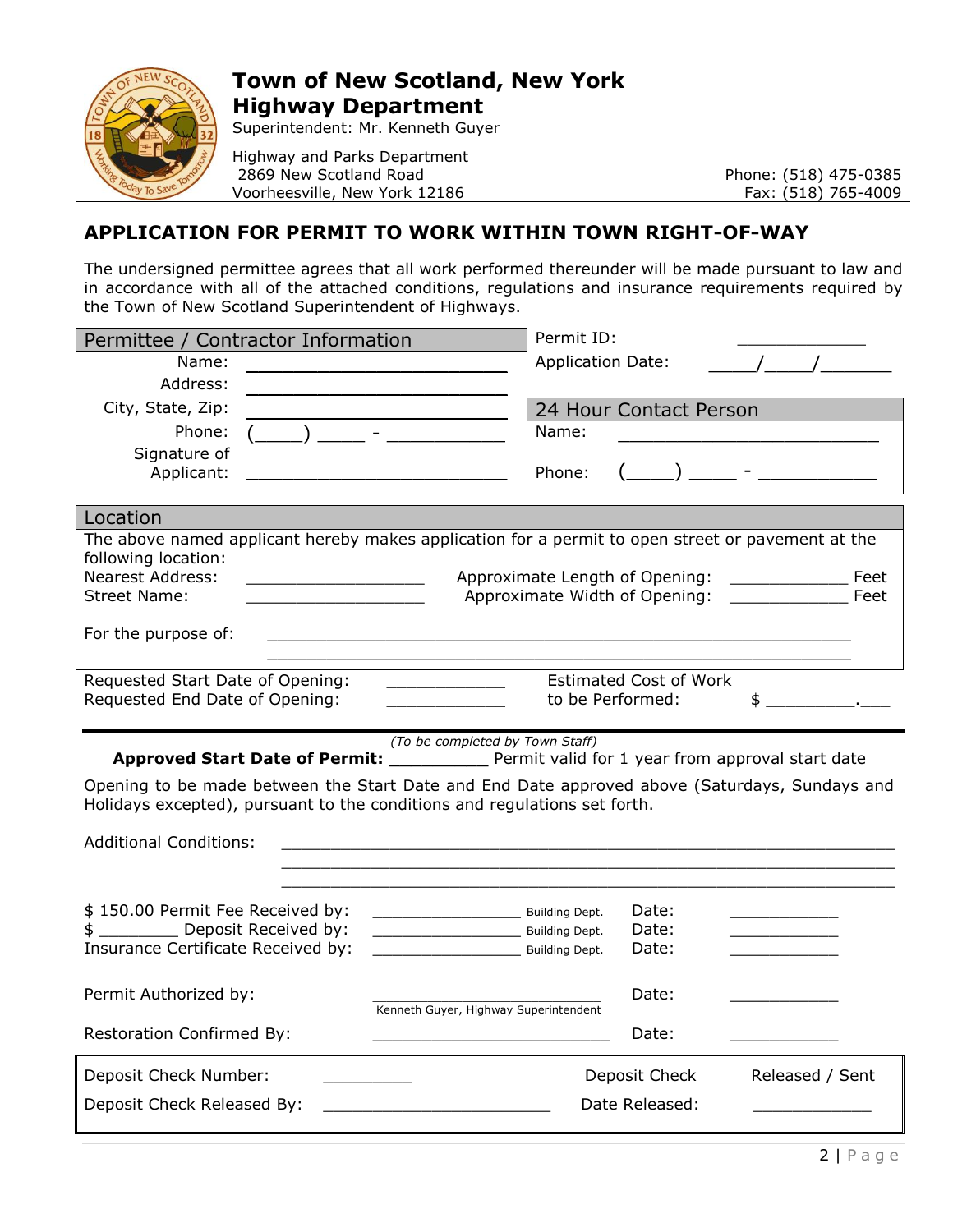# Town of New Scotland, New York
## Highway Department

Superintendent: Mr. Kenneth Guyer

Highway and Parks Department
2869 New Scotland Road
Voorheesville, New York 12186

Phone: (518) 475-0385
Fax: (518) 765-4009

## APPLICATION FOR PERMIT TO WORK WITHIN TOWN RIGHT-OF-WAY

The undersigned permittee agrees that all work performed thereunder will be made pursuant to law and in accordance with all of the attached conditions, regulations and insurance requirements required by the Town of New Scotland Superintendent of Highways.

| Permittee / Contractor Information | |
|---|---|
| Name: ______________________ | Permit ID: ____________ |
| Address: ______________________ | Application Date: ____/____/______ |
| City, State, Zip: ______________________ | **24 Hour Contact Person** |
| Phone: (____) ____ - __________ | Name: ______________________ |
| Signature of Applicant: ______________________ | Phone: (____) ____ - __________ |

### Location

The above named applicant hereby makes application for a permit to open street or pavement at the following location:

Nearest Address: ________________ Approximate Length of Opening: __________ Feet

Street Name: ________________ Approximate Width of Opening: __________ Feet

For the purpose of: ______________________________________________________

______________________________________________________

Requested Start Date of Opening: __________ Estimated Cost of Work

Requested End Date of Opening: __________ to be Performed: $ ________.___

---

*(To be completed by Town Staff)*

**Approved Start Date of Permit:** ________ Permit valid for 1 year from approval start date

Opening to be made between the Start Date and End Date approved above (Saturdays, Sundays and Holidays excepted), pursuant to the conditions and regulations set forth.

Additional Conditions: ______________________________________________________

______________________________________________________

______________________________________________________

$ 150.00 Permit Fee Received by: ______________ Building Dept. Date: __________

$ ________ Deposit Received by: ______________ Building Dept. Date: __________

Insurance Certificate Received by: ______________ Building Dept. Date: __________

Permit Authorized by: ______________________ Date: __________
Kenneth Guyer, Highway Superintendent

Restoration Confirmed By: ______________________ Date: __________

| | | | |
|---|---|---|---|
| Deposit Check Number: ________ | | Deposit Check | Released / Sent |
| Deposit Check Released By: ______________________ | | Date Released: | __________ |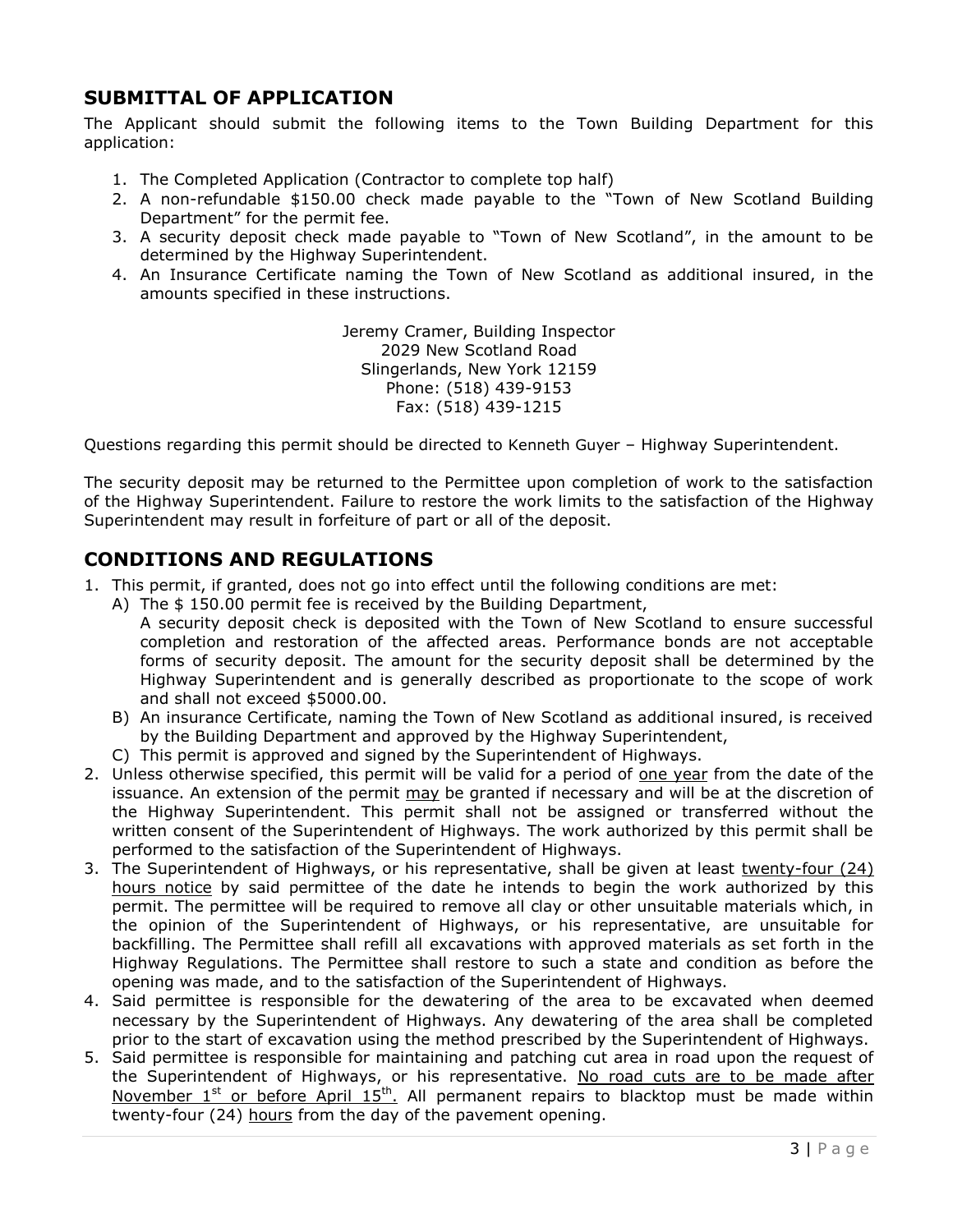## SUBMITTAL OF APPLICATION

The Applicant should submit the following items to the Town Building Department for this application:

1. The Completed Application (Contractor to complete top half)
2. A non-refundable $150.00 check made payable to the "Town of New Scotland Building Department" for the permit fee.
3. A security deposit check made payable to "Town of New Scotland", in the amount to be determined by the Highway Superintendent.
4. An Insurance Certificate naming the Town of New Scotland as additional insured, in the amounts specified in these instructions.

Jeremy Cramer, Building Inspector
2029 New Scotland Road
Slingerlands, New York 12159
Phone: (518) 439-9153
Fax: (518) 439-1215

Questions regarding this permit should be directed to Kenneth Guyer – Highway Superintendent.

The security deposit may be returned to the Permittee upon completion of work to the satisfaction of the Highway Superintendent. Failure to restore the work limits to the satisfaction of the Highway Superintendent may result in forfeiture of part or all of the deposit.

## CONDITIONS AND REGULATIONS

1. This permit, if granted, does not go into effect until the following conditions are met:
   A) The $ 150.00 permit fee is received by the Building Department,
   A security deposit check is deposited with the Town of New Scotland to ensure successful completion and restoration of the affected areas. Performance bonds are not acceptable forms of security deposit. The amount for the security deposit shall be determined by the Highway Superintendent and is generally described as proportionate to the scope of work and shall not exceed $5000.00.
   B) An insurance Certificate, naming the Town of New Scotland as additional insured, is received by the Building Department and approved by the Highway Superintendent,
   C) This permit is approved and signed by the Superintendent of Highways.
2. Unless otherwise specified, this permit will be valid for a period of one year from the date of the issuance. An extension of the permit may be granted if necessary and will be at the discretion of the Highway Superintendent. This permit shall not be assigned or transferred without the written consent of the Superintendent of Highways. The work authorized by this permit shall be performed to the satisfaction of the Superintendent of Highways.
3. The Superintendent of Highways, or his representative, shall be given at least twenty-four (24) hours notice by said permittee of the date he intends to begin the work authorized by this permit. The permittee will be required to remove all clay or other unsuitable materials which, in the opinion of the Superintendent of Highways, or his representative, are unsuitable for backfilling. The Permittee shall refill all excavations with approved materials as set forth in the Highway Regulations. The Permittee shall restore to such a state and condition as before the opening was made, and to the satisfaction of the Superintendent of Highways.
4. Said permittee is responsible for the dewatering of the area to be excavated when deemed necessary by the Superintendent of Highways. Any dewatering of the area shall be completed prior to the start of excavation using the method prescribed by the Superintendent of Highways.
5. Said permittee is responsible for maintaining and patching cut area in road upon the request of the Superintendent of Highways, or his representative. No road cuts are to be made after November 1st or before April 15th. All permanent repairs to blacktop must be made within twenty-four (24) hours from the day of the pavement opening.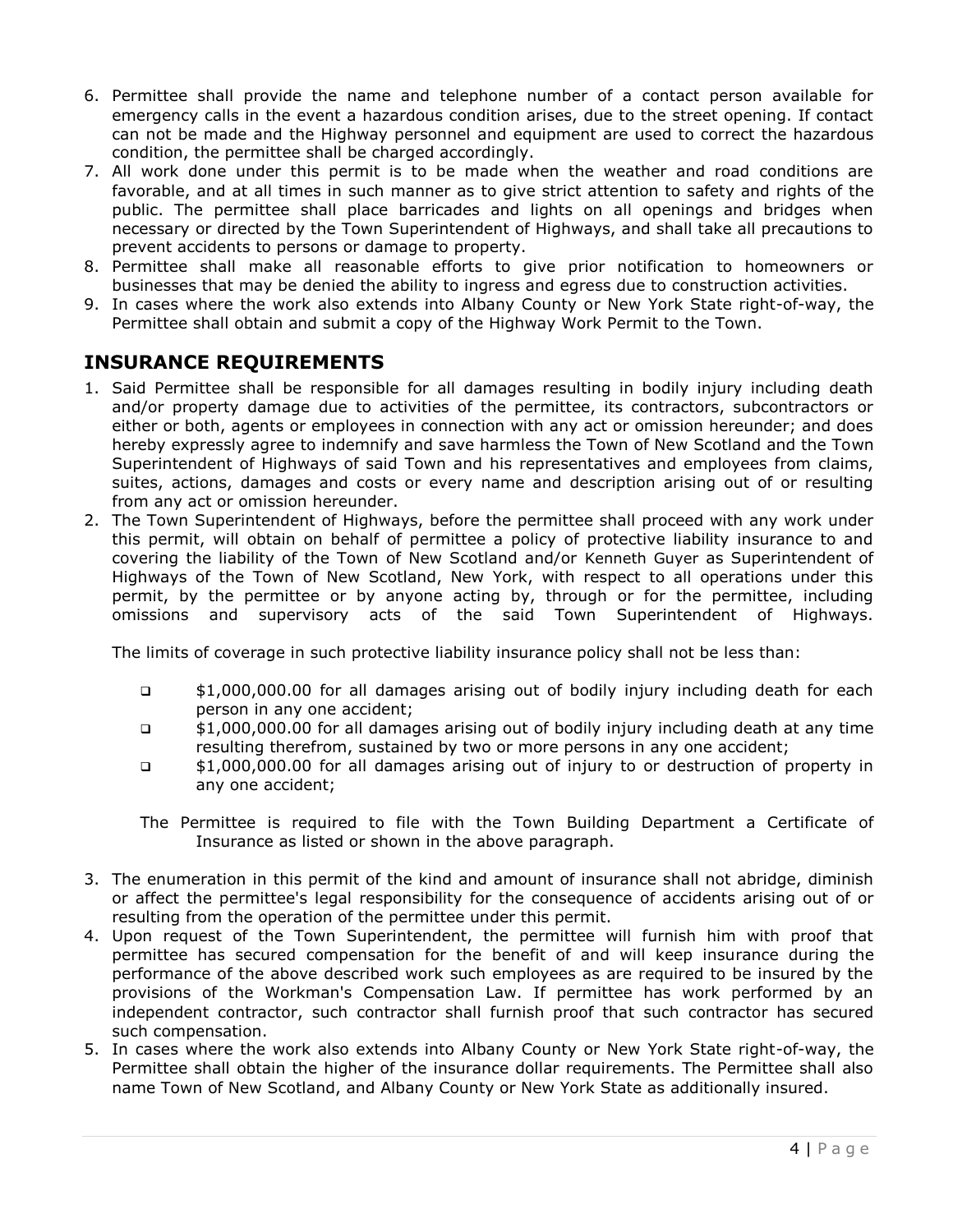6. Permittee shall provide the name and telephone number of a contact person available for emergency calls in the event a hazardous condition arises, due to the street opening. If contact can not be made and the Highway personnel and equipment are used to correct the hazardous condition, the permittee shall be charged accordingly.
7. All work done under this permit is to be made when the weather and road conditions are favorable, and at all times in such manner as to give strict attention to safety and rights of the public. The permittee shall place barricades and lights on all openings and bridges when necessary or directed by the Town Superintendent of Highways, and shall take all precautions to prevent accidents to persons or damage to property.
8. Permittee shall make all reasonable efforts to give prior notification to homeowners or businesses that may be denied the ability to ingress and egress due to construction activities.
9. In cases where the work also extends into Albany County or New York State right-of-way, the Permittee shall obtain and submit a copy of the Highway Work Permit to the Town.

## INSURANCE REQUIREMENTS

1. Said Permittee shall be responsible for all damages resulting in bodily injury including death and/or property damage due to activities of the permittee, its contractors, subcontractors or either or both, agents or employees in connection with any act or omission hereunder; and does hereby expressly agree to indemnify and save harmless the Town of New Scotland and the Town Superintendent of Highways of said Town and his representatives and employees from claims, suites, actions, damages and costs or every name and description arising out of or resulting from any act or omission hereunder.
2. The Town Superintendent of Highways, before the permittee shall proceed with any work under this permit, will obtain on behalf of permittee a policy of protective liability insurance to and covering the liability of the Town of New Scotland and/or Kenneth Guyer as Superintendent of Highways of the Town of New Scotland, New York, with respect to all operations under this permit, by the permittee or by anyone acting by, through or for the permittee, including omissions and supervisory acts of the said Town Superintendent of Highways.

   The limits of coverage in such protective liability insurance policy shall not be less than:

   - $1,000,000.00 for all damages arising out of bodily injury including death for each person in any one accident;
   - $1,000,000.00 for all damages arising out of bodily injury including death at any time resulting therefrom, sustained by two or more persons in any one accident;
   - $1,000,000.00 for all damages arising out of injury to or destruction of property in any one accident;

   The Permittee is required to file with the Town Building Department a Certificate of Insurance as listed or shown in the above paragraph.

3. The enumeration in this permit of the kind and amount of insurance shall not abridge, diminish or affect the permittee's legal responsibility for the consequence of accidents arising out of or resulting from the operation of the permittee under this permit.
4. Upon request of the Town Superintendent, the permittee will furnish him with proof that permittee has secured compensation for the benefit of and will keep insurance during the performance of the above described work such employees as are required to be insured by the provisions of the Workman's Compensation Law. If permittee has work performed by an independent contractor, such contractor shall furnish proof that such contractor has secured such compensation.
5. In cases where the work also extends into Albany County or New York State right-of-way, the Permittee shall obtain the higher of the insurance dollar requirements. The Permittee shall also name Town of New Scotland, and Albany County or New York State as additionally insured.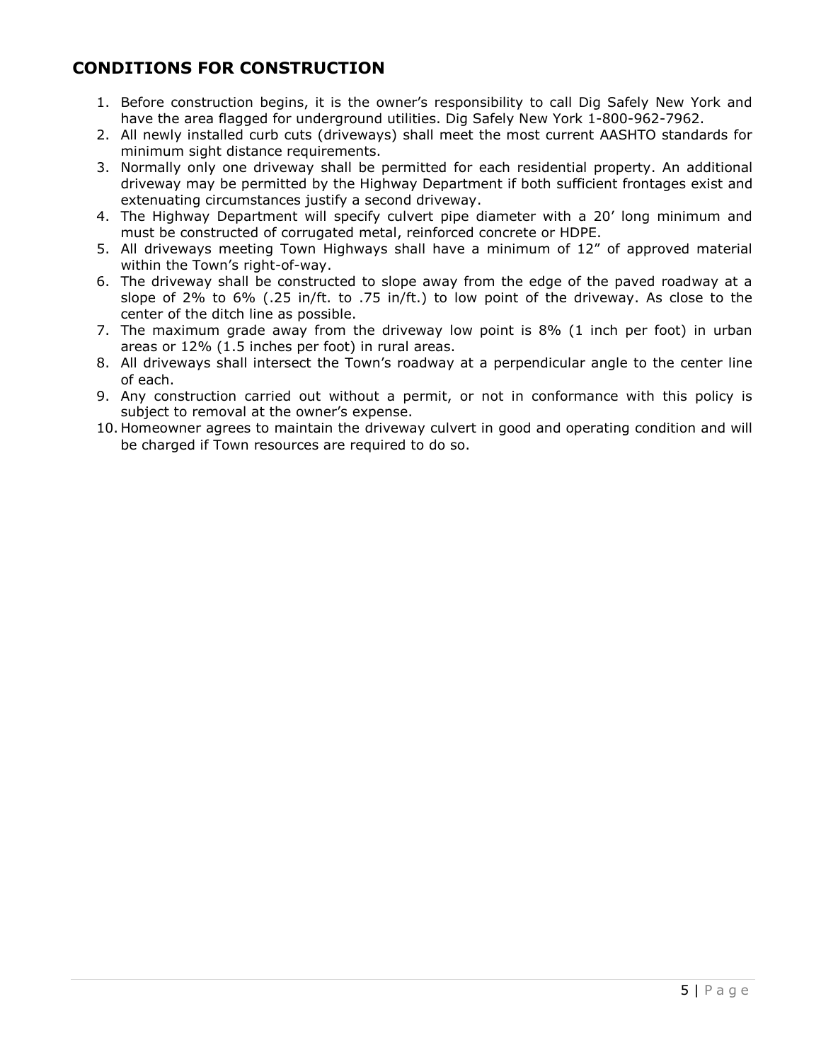## CONDITIONS FOR CONSTRUCTION

1. Before construction begins, it is the owner's responsibility to call Dig Safely New York and have the area flagged for underground utilities. Dig Safely New York 1-800-962-7962.
2. All newly installed curb cuts (driveways) shall meet the most current AASHTO standards for minimum sight distance requirements.
3. Normally only one driveway shall be permitted for each residential property. An additional driveway may be permitted by the Highway Department if both sufficient frontages exist and extenuating circumstances justify a second driveway.
4. The Highway Department will specify culvert pipe diameter with a 20' long minimum and must be constructed of corrugated metal, reinforced concrete or HDPE.
5. All driveways meeting Town Highways shall have a minimum of 12" of approved material within the Town's right-of-way.
6. The driveway shall be constructed to slope away from the edge of the paved roadway at a slope of 2% to 6% (.25 in/ft. to .75 in/ft.) to low point of the driveway. As close to the center of the ditch line as possible.
7. The maximum grade away from the driveway low point is 8% (1 inch per foot) in urban areas or 12% (1.5 inches per foot) in rural areas.
8. All driveways shall intersect the Town's roadway at a perpendicular angle to the center line of each.
9. Any construction carried out without a permit, or not in conformance with this policy is subject to removal at the owner's expense.
10. Homeowner agrees to maintain the driveway culvert in good and operating condition and will be charged if Town resources are required to do so.